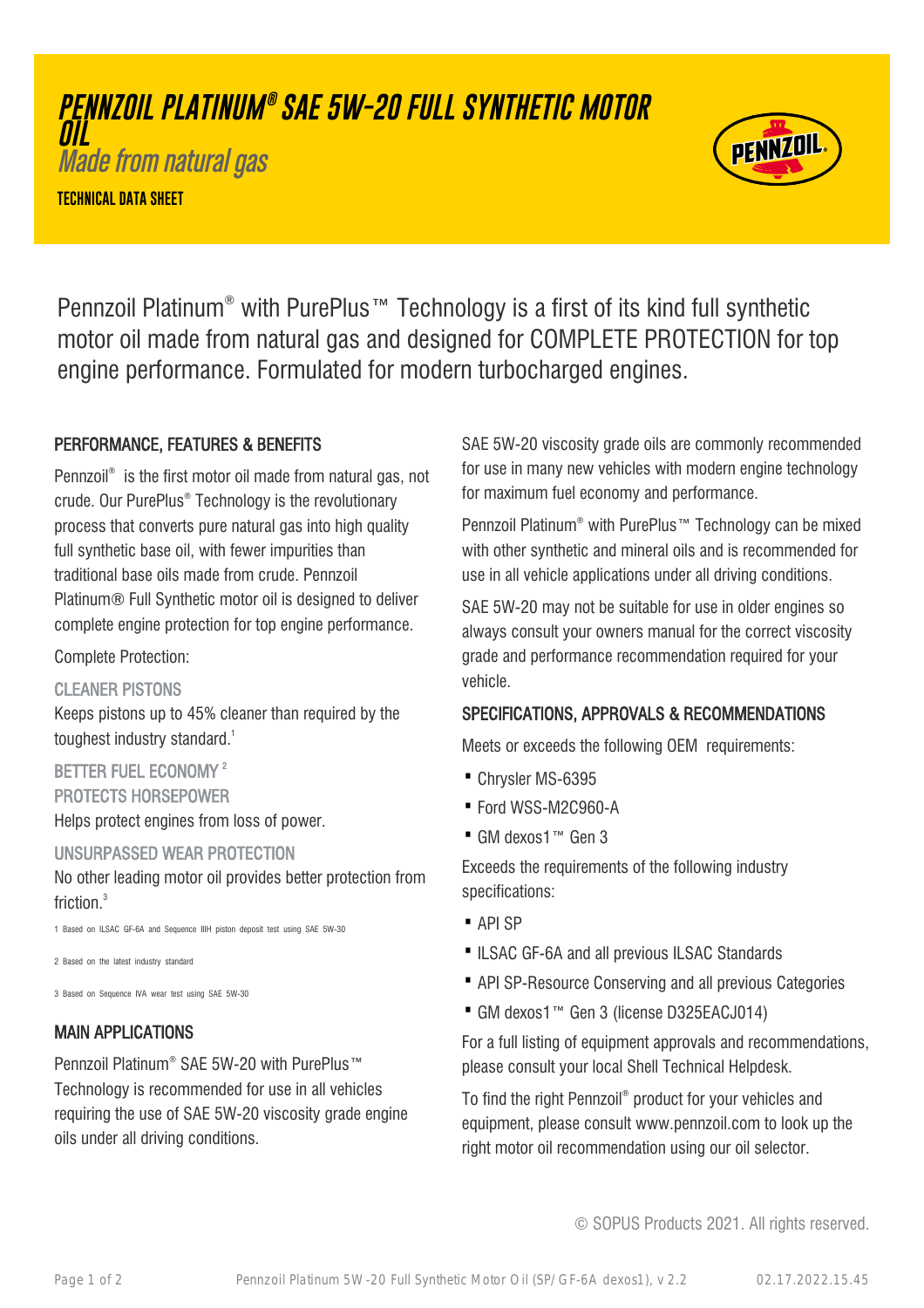# PENNZOIL PLATINUM® SAE 5W-20 FULL SYNTHETIC MOTOR OIL

*Made from natural gas*

**TECHNICAL DATA SHEET**

Pennzoil Platinum® with PurePlus™ Technology is a first of its kind full synthetic motor oil made from natural gas and designed for COMPLETE PROTECTION for top engine performance. Formulated for modern turbocharged engines.

## PERFORMANCE, FEATURES & BENEFITS

Pennzoil® is the first motor oil made from natural gas, not crude. Our PurePlus® Technology is the revolutionary process that converts pure natural gas into high quality full synthetic base oil, with fewer impurities than traditional base oils made from crude. Pennzoil Platinum® Full Synthetic motor oil is designed to deliver complete engine protection for top engine performance.

Complete Protection:

### CLEANER PISTONS

Keeps pistons up to 45% cleaner than required by the toughest industry standard.[1]

### BETTER FUEL ECONOMY [2]

### PROTECTS HORSEPOWER

Helps protect engines from loss of power.

### UNSURPASSED WEAR PROTECTION

No other leading motor oil provides better protection from friction.[3]

1 Based on ILSAC GF-6A and Sequence IIIH piston deposit test using SAE 5W-30

2 Based on the latest industry standard

3 Based on Sequence IVA wear test using SAE 5W-30

## MAIN APPLICATIONS

Pennzoil Platinum® SAE 5W-20 with PurePlus™ Technology is recommended for use in all vehicles requiring the use of SAE 5W-20 viscosity grade engine oils under all driving conditions.

SAE 5W-20 viscosity grade oils are commonly recommended for use in many new vehicles with modern engine technology for maximum fuel economy and performance.

Pennzoil Platinum® with PurePlus™ Technology can be mixed with other synthetic and mineral oils and is recommended for use in all vehicle applications under all driving conditions.

SAE 5W-20 may not be suitable for use in older engines so always consult your owners manual for the correct viscosity grade and performance recommendation required for your vehicle.

## SPECIFICATIONS, APPROVALS & RECOMMENDATIONS

Meets or exceeds the following OEM requirements:

- Chrysler MS-6395
- Ford WSS-M2C960-A
- GM dexos1™ Gen 3

Exceeds the requirements of the following industry specifications:

- API SP
- ILSAC GF-6A and all previous ILSAC Standards
- API SP-Resource Conserving and all previous Categories
- GM dexos1™ Gen 3 (license D325EACJ014)

For a full listing of equipment approvals and recommendations, please consult your local Shell Technical Helpdesk.

To find the right Pennzoil® product for your vehicles and equipment, please consult www.pennzoil.com to look up the right motor oil recommendation using our oil selector.

© SOPUS Products 2021. All rights reserved.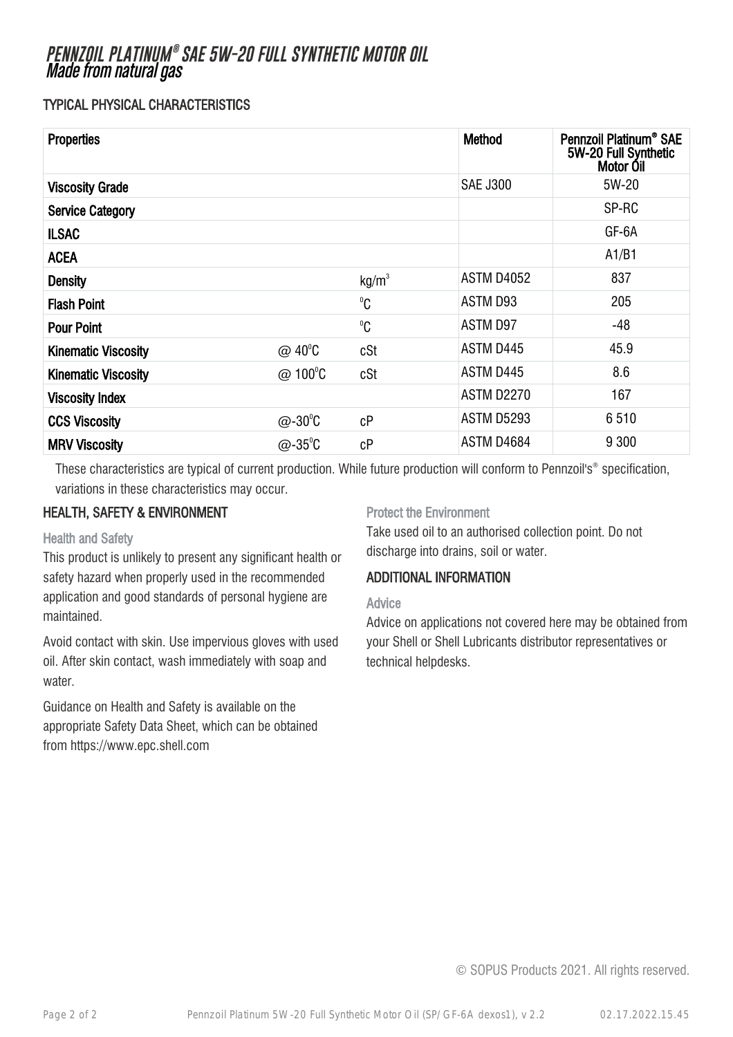# PENNZOIL PLATINUM® SAE 5W-20 FULL SYNTHETIC MOTOR OIL
## Made from natural gas

### TYPICAL PHYSICAL CHARACTERISTICS

| Properties | | | Method | Pennzoil Platinum® SAE 5W-20 Full Synthetic Motor Oil |
|---|---|---|---|---|
| Viscosity Grade | | | SAE J300 | 5W-20 |
| Service Category | | | | SP-RC |
| ILSAC | | | | GF-6A |
| ACEA | | | | A1/B1 |
| Density | | $kg/m^3$ | ASTM D4052 | 837 |
| Flash Point | | $^0C$ | ASTM D93 | 205 |
| Pour Point | | $^0C$ | ASTM D97 | -48 |
| Kinematic Viscosity | @ $40^0C$ | cSt | ASTM D445 | 45.9 |
| Kinematic Viscosity | @ $100^0C$ | cSt | ASTM D445 | 8.6 |
| Viscosity Index | | | ASTM D2270 | 167 |
| CCS Viscosity | @$-30^0C$ | cP | ASTM D5293 | 6 510 |
| MRV Viscosity | @$-35^0C$ | cP | ASTM D4684 | 9 300 |

These characteristics are typical of current production. While future production will conform to Pennzoil's® specification, variations in these characteristics may occur.

### HEALTH, SAFETY & ENVIRONMENT

#### Health and Safety

This product is unlikely to present any significant health or safety hazard when properly used in the recommended application and good standards of personal hygiene are maintained.

Avoid contact with skin. Use impervious gloves with used oil. After skin contact, wash immediately with soap and water.

Guidance on Health and Safety is available on the appropriate Safety Data Sheet, which can be obtained from https://www.epc.shell.com

#### Protect the Environment

Take used oil to an authorised collection point. Do not discharge into drains, soil or water.

### ADDITIONAL INFORMATION

#### Advice

Advice on applications not covered here may be obtained from your Shell or Shell Lubricants distributor representatives or technical helpdesks.

© SOPUS Products 2021. All rights reserved.